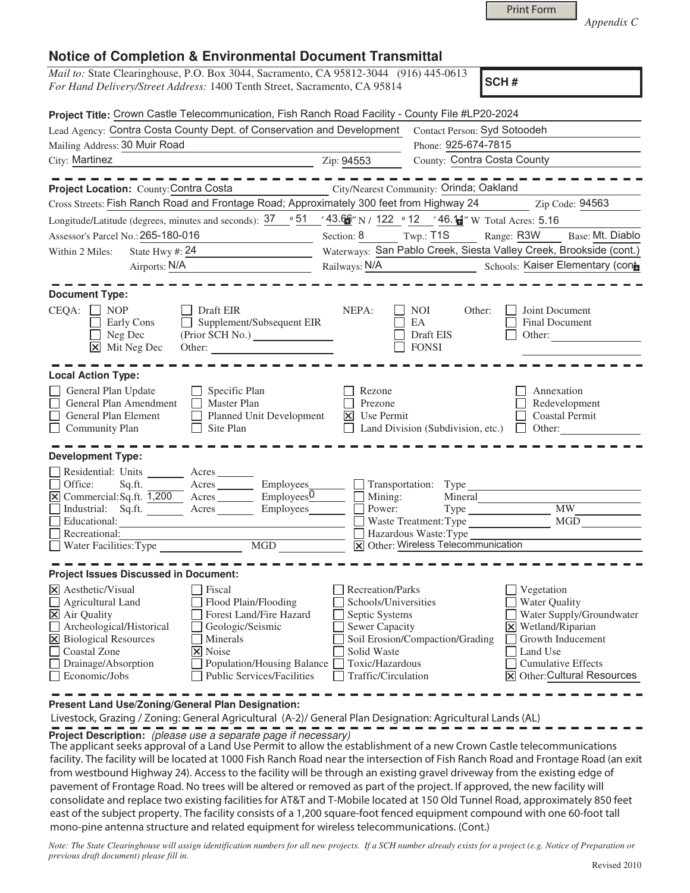Print Form

*Appendix C*

## Notice of Completion & Environmental Document Transmittal

*Mail to:* State Clearinghouse, P.O. Box 3044, Sacramento, CA 95812-3044 (916) 445-0613
*For Hand Delivery/Street Address:* 1400 Tenth Street, Sacramento, CA 95814

**SCH #**

**Project Title:** Crown Castle Telecommunication, Fish Ranch Road Facility - County File #LP20-2024

Lead Agency: Contra Costa County Dept. of Conservation and Development    Contact Person: Syd Sotoodeh

Mailing Address: 30 Muir Road    Phone: 925-674-7815

City: Martinez    Zip: 94553    County: Contra Costa County

---

**Project Location:** County: Contra Costa    City/Nearest Community: Orinda; Oakland

Cross Streets: Fish Ranch Road and Frontage Road; Approximately 300 feet from Highway 24    Zip Code: 94563

Longitude/Latitude (degrees, minutes and seconds): 37 ° 51 ′ 43.66″ N / 122 ° 12 ′ 46.11″ W    Total Acres: 5.16

Assessor's Parcel No.: 265-180-016    Section: 8    Twp.: T1S    Range: R3W    Base: Mt. Diablo

Within 2 Miles: State Hwy #: 24    Waterways: San Pablo Creek, Siesta Valley Creek, Brookside (cont.)

Airports: N/A    Railways: N/A    Schools: Kaiser Elementary (cont.

---

**Document Type:**

CEQA: ☐ NOP ☐ Early Cons ☐ Neg Dec ☒ Mit Neg Dec ☐ Draft EIR ☐ Supplement/Subsequent EIR (Prior SCH No.) ______ Other: ______

NEPA: ☐ NOI ☐ EA ☐ Draft EIS ☐ FONSI

Other: ☐ Joint Document ☐ Final Document ☐ Other: ______

---

**Local Action Type:**

☐ General Plan Update ☐ General Plan Amendment ☐ General Plan Element ☐ Community Plan ☐ Specific Plan ☐ Master Plan ☐ Planned Unit Development ☐ Site Plan ☐ Rezone ☐ Prezone ☒ Use Permit ☐ Land Division (Subdivision, etc.) ☐ Annexation ☐ Redevelopment ☐ Coastal Permit ☐ Other: ______

---

**Development Type:**

☐ Residential: Units ______ Acres ______
☐ Office: Sq.ft. ______ Acres ______ Employees ______
☒ Commercial: Sq.ft. 1,200 Acres ______ Employees 0
☐ Industrial: Sq.ft. ______ Acres ______ Employees ______
☐ Educational: ______
☐ Recreational: ______
☐ Water Facilities: Type ______ MGD ______
☐ Transportation: Type ______
☐ Mining: Mineral ______
☐ Power: Type ______ MW ______
☐ Waste Treatment: Type ______ MGD ______
☐ Hazardous Waste: Type ______
☒ Other: Wireless Telecommunication

---

**Project Issues Discussed in Document:**

☒ Aesthetic/Visual ☐ Agricultural Land ☒ Air Quality ☐ Archeological/Historical ☒ Biological Resources ☐ Coastal Zone ☐ Drainage/Absorption ☐ Economic/Jobs ☐ Fiscal ☐ Flood Plain/Flooding ☐ Forest Land/Fire Hazard ☐ Geologic/Seismic ☐ Minerals ☒ Noise ☐ Population/Housing Balance ☐ Public Services/Facilities ☐ Recreation/Parks ☐ Schools/Universities ☐ Septic Systems ☐ Sewer Capacity ☐ Soil Erosion/Compaction/Grading ☐ Solid Waste ☐ Toxic/Hazardous ☐ Traffic/Circulation ☐ Vegetation ☐ Water Quality ☐ Water Supply/Groundwater ☒ Wetland/Riparian ☐ Growth Inducement ☐ Land Use ☐ Cumulative Effects ☒ Other: Cultural Resources

---

**Present Land Use/Zoning/General Plan Designation:**

Livestock, Grazing / Zoning: General Agricultural (A-2)/ General Plan Designation: Agricultural Lands (AL)

**Project Description:** *(please use a separate page if necessary)*

The applicant seeks approval of a Land Use Permit to allow the establishment of a new Crown Castle telecommunications facility. The facility will be located at 1000 Fish Ranch Road near the intersection of Fish Ranch Road and Frontage Road (an exit from westbound Highway 24). Access to the facility will be through an existing gravel driveway from the existing edge of pavement of Frontage Road. No trees will be altered or removed as part of the project. If approved, the new facility will consolidate and replace two existing facilities for AT&T and T-Mobile located at 150 Old Tunnel Road, approximately 850 feet east of the subject property. The facility consists of a 1,200 square-foot fenced equipment compound with one 60-foot tall mono-pine antenna structure and related equipment for wireless telecommunications. (Cont.)

*Note: The State Clearinghouse will assign identification numbers for all new projects. If a SCH number already exists for a project (e.g. Notice of Preparation or previous draft document) please fill in.*

Revised 2010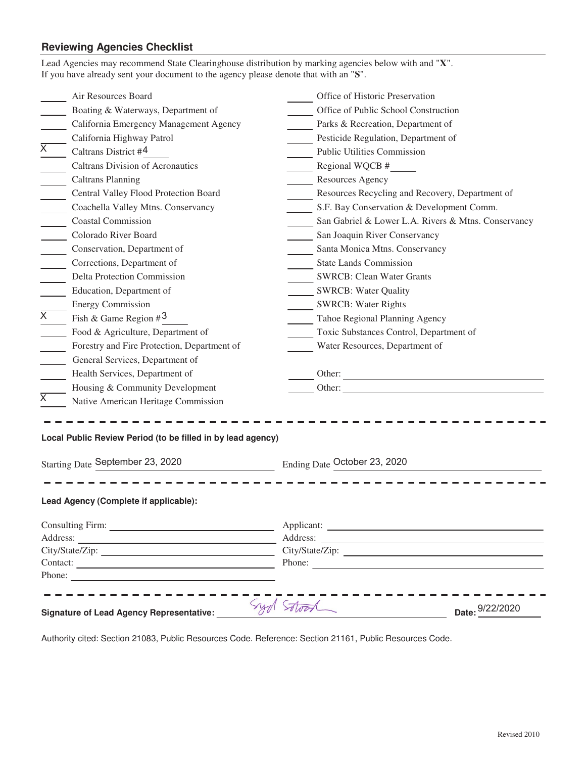## Reviewing Agencies Checklist

Lead Agencies may recommend State Clearinghouse distribution by marking agencies below with and "**X**".
If you have already sent your document to the agency please denote that with an "**S**".

| | | | |
|---|---|---|---|
| ____ | Air Resources Board | ____ | Office of Historic Preservation |
| ____ | Boating & Waterways, Department of | ____ | Office of Public School Construction |
| ____ | California Emergency Management Agency | ____ | Parks & Recreation, Department of |
| ____ | California Highway Patrol | ____ | Pesticide Regulation, Department of |
| X | Caltrans District # 4 | ____ | Public Utilities Commission |
| ____ | Caltrans Division of Aeronautics | ____ | Regional WQCB # ____ |
| ____ | Caltrans Planning | ____ | Resources Agency |
| ____ | Central Valley Flood Protection Board | ____ | Resources Recycling and Recovery, Department of |
| ____ | Coachella Valley Mtns. Conservancy | ____ | S.F. Bay Conservation & Development Comm. |
| ____ | Coastal Commission | ____ | San Gabriel & Lower L.A. Rivers & Mtns. Conservancy |
| ____ | Colorado River Board | ____ | San Joaquin River Conservancy |
| ____ | Conservation, Department of | ____ | Santa Monica Mtns. Conservancy |
| ____ | Corrections, Department of | ____ | State Lands Commission |
| ____ | Delta Protection Commission | ____ | SWRCB: Clean Water Grants |
| ____ | Education, Department of | ____ | SWRCB: Water Quality |
| ____ | Energy Commission | ____ | SWRCB: Water Rights |
| X | Fish & Game Region # 3 | ____ | Tahoe Regional Planning Agency |
| ____ | Food & Agriculture, Department of | ____ | Toxic Substances Control, Department of |
| ____ | Forestry and Fire Protection, Department of | ____ | Water Resources, Department of |
| ____ | General Services, Department of | | |
| ____ | Health Services, Department of | ____ | Other: |
| ____ | Housing & Community Development | ____ | Other: |
| X | Native American Heritage Commission | | |

**Local Public Review Period (to be filled in by lead agency)**

Starting Date September 23, 2020 Ending Date October 23, 2020

**Lead Agency (Complete if applicable):**

| | |
|---|---|
| Consulting Firm: | Applicant: |
| Address: | Address: |
| City/State/Zip: | City/State/Zip: |
| Contact: | Phone: |
| Phone: | |

**Signature of Lead Agency Representative:** Syd Stoltz **Date:** 9/22/2020

Authority cited: Section 21083, Public Resources Code. Reference: Section 21161, Public Resources Code.

Revised 2010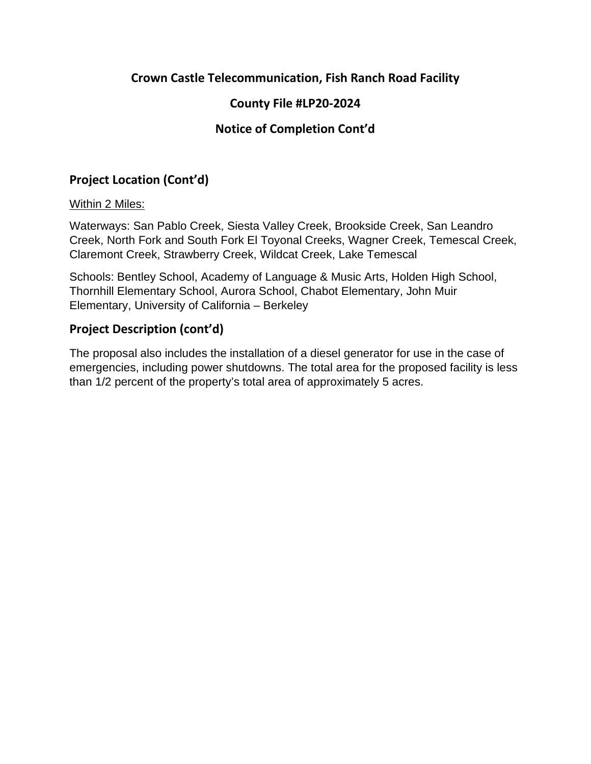# Crown Castle Telecommunication, Fish Ranch Road Facility

# County File #LP20-2024

# Notice of Completion Cont'd

## Project Location (Cont'd)

Within 2 Miles:

Waterways: San Pablo Creek, Siesta Valley Creek, Brookside Creek, San Leandro Creek, North Fork and South Fork El Toyonal Creeks, Wagner Creek, Temescal Creek, Claremont Creek, Strawberry Creek, Wildcat Creek, Lake Temescal

Schools: Bentley School, Academy of Language & Music Arts, Holden High School, Thornhill Elementary School, Aurora School, Chabot Elementary, John Muir Elementary, University of California – Berkeley

## Project Description (cont'd)

The proposal also includes the installation of a diesel generator for use in the case of emergencies, including power shutdowns. The total area for the proposed facility is less than 1/2 percent of the property's total area of approximately 5 acres.